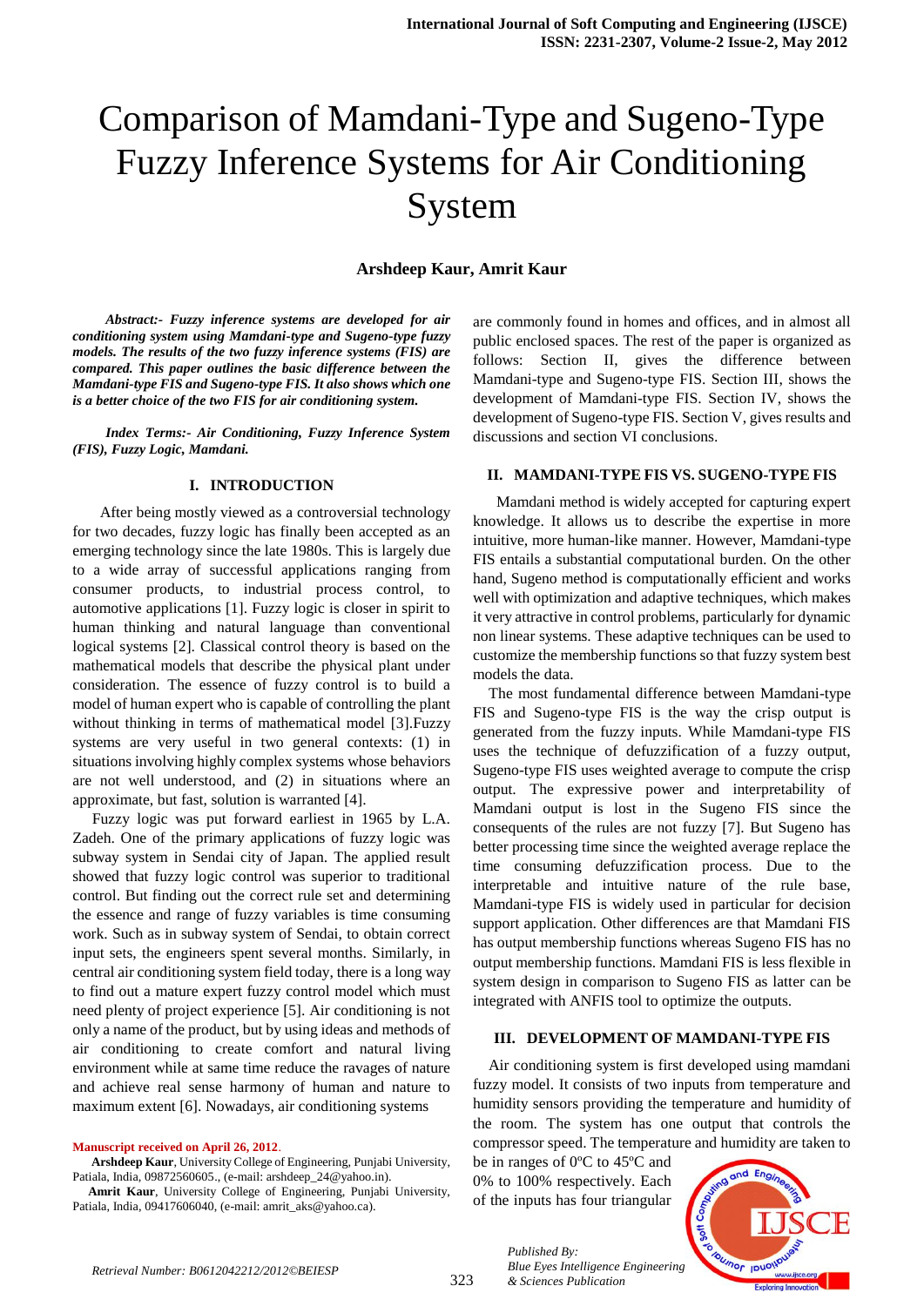# Comparison of Mamdani-Type and Sugeno-Type Fuzzy Inference Systems for Air Conditioning System

**Arshdeep Kaur, Amrit Kaur**

***Abstract:- Fuzzy inference systems are developed for air conditioning system using Mamdani-type and Sugeno-type fuzzy models. The results of the two fuzzy inference systems (FIS) are compared. This paper outlines the basic difference between the Mamdani-type FIS and Sugeno-type FIS. It also shows which one is a better choice of the two FIS for air conditioning system.***

***Index Terms:- Air Conditioning, Fuzzy Inference System (FIS), Fuzzy Logic, Mamdani.***

## I. INTRODUCTION

After being mostly viewed as a controversial technology for two decades, fuzzy logic has finally been accepted as an emerging technology since the late 1980s. This is largely due to a wide array of successful applications ranging from consumer products, to industrial process control, to automotive applications [1]. Fuzzy logic is closer in spirit to human thinking and natural language than conventional logical systems [2]. Classical control theory is based on the mathematical models that describe the physical plant under consideration. The essence of fuzzy control is to build a model of human expert who is capable of controlling the plant without thinking in terms of mathematical model [3].Fuzzy systems are very useful in two general contexts: (1) in situations involving highly complex systems whose behaviors are not well understood, and (2) in situations where an approximate, but fast, solution is warranted [4].

Fuzzy logic was put forward earliest in 1965 by L.A. Zadeh. One of the primary applications of fuzzy logic was subway system in Sendai city of Japan. The applied result showed that fuzzy logic control was superior to traditional control. But finding out the correct rule set and determining the essence and range of fuzzy variables is time consuming work. Such as in subway system of Sendai, to obtain correct input sets, the engineers spent several months. Similarly, in central air conditioning system field today, there is a long way to find out a mature expert fuzzy control model which must need plenty of project experience [5]. Air conditioning is not only a name of the product, but by using ideas and methods of air conditioning to create comfort and natural living environment while at same time reduce the ravages of nature and achieve real sense harmony of human and nature to maximum extent [6]. Nowadays, air conditioning systems are commonly found in homes and offices, and in almost all public enclosed spaces. The rest of the paper is organized as follows: Section II, gives the difference between Mamdani-type and Sugeno-type FIS. Section III, shows the development of Mamdani-type FIS. Section IV, shows the development of Sugeno-type FIS. Section V, gives results and discussions and section VI conclusions.

**Manuscript received on April 26, 2012.**

**Arshdeep Kaur**, University College of Engineering, Punjabi University, Patiala, India, 09872560605., (e-mail: arshdeep_24@yahoo.in).

**Amrit Kaur**, University College of Engineering, Punjabi University, Patiala, India, 09417606040, (e-mail: amrit_aks@yahoo.ca).

## II. MAMDANI-TYPE FIS VS. SUGENO-TYPE FIS

Mamdani method is widely accepted for capturing expert knowledge. It allows us to describe the expertise in more intuitive, more human-like manner. However, Mamdani-type FIS entails a substantial computational burden. On the other hand, Sugeno method is computationally efficient and works well with optimization and adaptive techniques, which makes it very attractive in control problems, particularly for dynamic non linear systems. These adaptive techniques can be used to customize the membership functions so that fuzzy system best models the data.

The most fundamental difference between Mamdani-type FIS and Sugeno-type FIS is the way the crisp output is generated from the fuzzy inputs. While Mamdani-type FIS uses the technique of defuzzification of a fuzzy output, Sugeno-type FIS uses weighted average to compute the crisp output. The expressive power and interpretability of Mamdani output is lost in the Sugeno FIS since the consequents of the rules are not fuzzy [7]. But Sugeno has better processing time since the weighted average replace the time consuming defuzzification process. Due to the interpretable and intuitive nature of the rule base, Mamdani-type FIS is widely used in particular for decision support application. Other differences are that Mamdani FIS has output membership functions whereas Sugeno FIS has no output membership functions. Mamdani FIS is less flexible in system design in comparison to Sugeno FIS as latter can be integrated with ANFIS tool to optimize the outputs.

## III. DEVELOPMENT OF MAMDANI-TYPE FIS

Air conditioning system is first developed using mamdani fuzzy model. It consists of two inputs from temperature and humidity sensors providing the temperature and humidity of the room. The system has one output that controls the compressor speed. The temperature and humidity are taken to be in ranges of 0ºC to 45ºC and 0% to 100% respectively. Each of the inputs has four triangular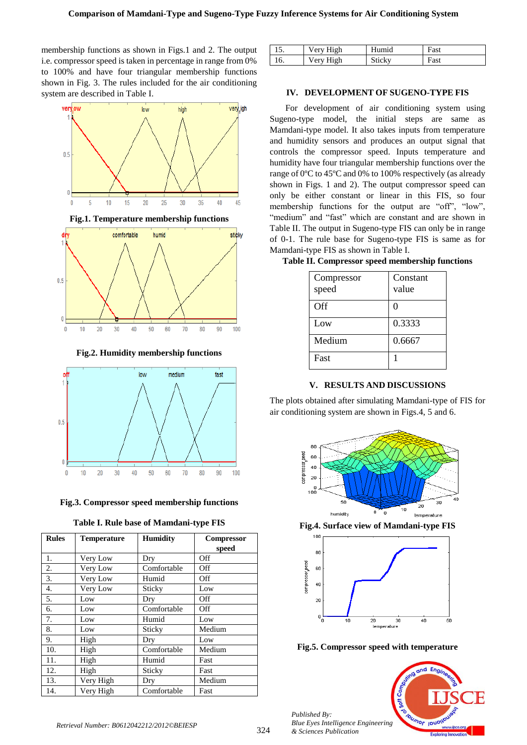membership functions as shown in Figs.1 and 2. The output i.e. compressor speed is taken in percentage in range from 0% to 100% and have four triangular membership functions shown in Fig. 3. The rules included for the air conditioning system are described in Table I.

**Fig.1. Temperature membership functions**

**Fig.2. Humidity membership functions**

**Fig.3. Compressor speed membership functions**

**Table I. Rule base of Mamdani-type FIS**

| Rules | Temperature | Humidity | Compressor speed |
|---|---|---|---|
| 1. | Very Low | Dry | Off |
| 2. | Very Low | Comfortable | Off |
| 3. | Very Low | Humid | Off |
| 4. | Very Low | Sticky | Low |
| 5. | Low | Dry | Off |
| 6. | Low | Comfortable | Off |
| 7. | Low | Humid | Low |
| 8. | Low | Sticky | Medium |
| 9. | High | Dry | Low |
| 10. | High | Comfortable | Medium |
| 11. | High | Humid | Fast |
| 12. | High | Sticky | Fast |
| 13. | Very High | Dry | Medium |
| 14. | Very High | Comfortable | Fast |
| 15. | Very High | Humid | Fast |
| 16. | Very High | Sticky | Fast |

## IV. DEVELOPMENT OF SUGENO-TYPE FIS

For development of air conditioning system using Sugeno-type model, the initial steps are same as Mamdani-type model. It also takes inputs from temperature and humidity sensors and produces an output signal that controls the compressor speed. Inputs temperature and humidity have four triangular membership functions over the range of 0ºC to 45ºC and 0% to 100% respectively (as already shown in Figs. 1 and 2). The output compressor speed can only be either constant or linear in this FIS, so four membership functions for the output are "off", "low", "medium" and "fast" which are constant and are shown in Table II. The output in Sugeno-type FIS can only be in range of 0-1. The rule base for Sugeno-type FIS is same as for Mamdani-type FIS as shown in Table I.

**Table II. Compressor speed membership functions**

| Compressor speed | Constant value |
|---|---|
| Off | 0 |
| Low | 0.3333 |
| Medium | 0.6667 |
| Fast | 1 |

## V. RESULTS AND DISCUSSIONS

The plots obtained after simulating Mamdani-type of FIS for air conditioning system are shown in Figs.4, 5 and 6.

**Fig.4. Surface view of Mamdani-type FIS**

**Fig.5. Compressor speed with temperature**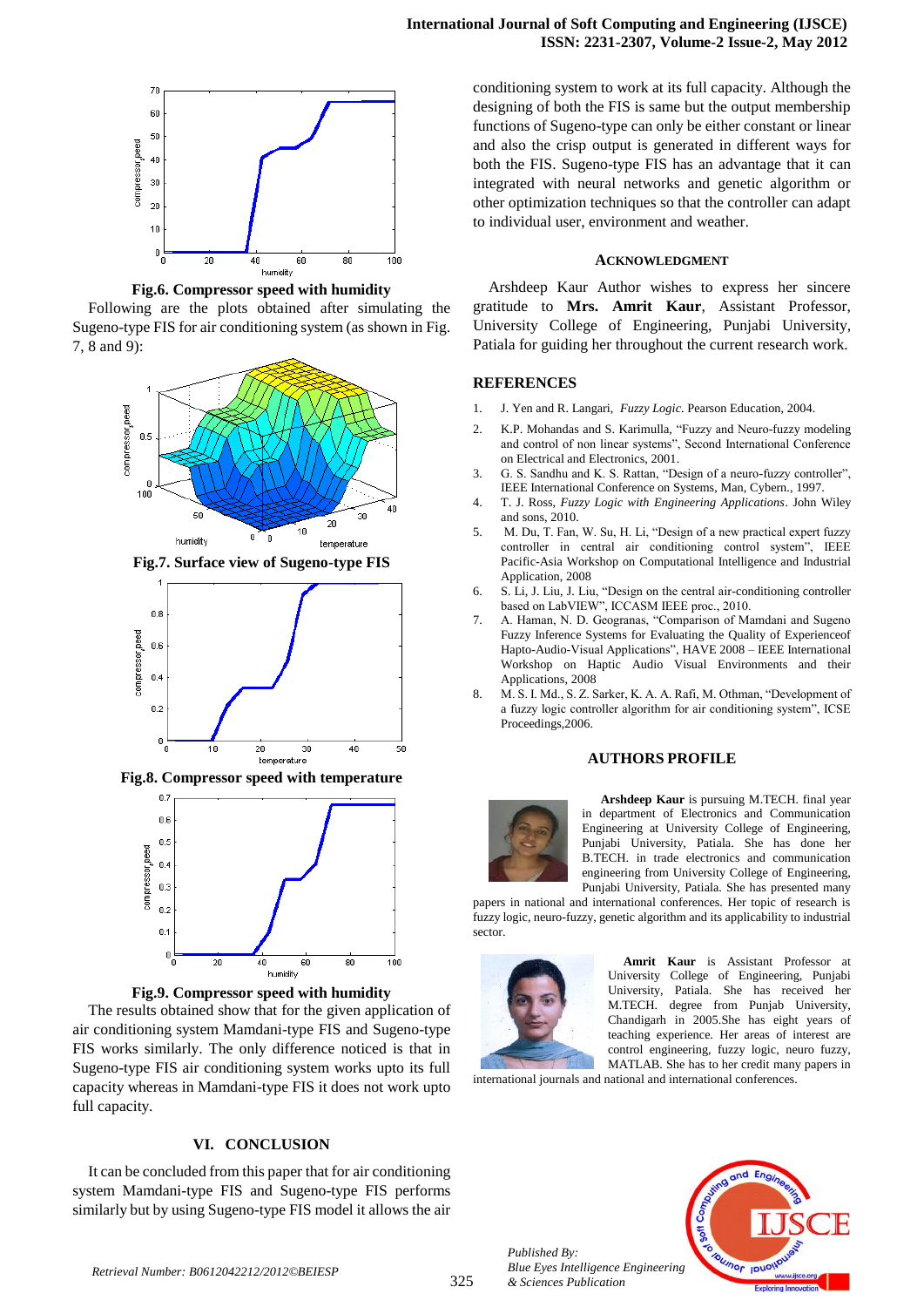70
60
50
40
30
20
10
0
0 20 40 60 80 100
humidity
compressor_peed

**Fig.6. Compressor speed with humidity**

Following are the plots obtained after simulating the Sugeno-type FIS for air conditioning system (as shown in Fig. 7, 8 and 9):

1
0.5
0
compressor_peed
100 50 0 humidity
0 10 20 30 40 temperature

**Fig.7. Surface view of Sugeno-type FIS**

1
0.8
0.6
0.4
0.2
0
0 10 20 30 40 50
temperature
compressor_peed

**Fig.8. Compressor speed with temperature**

0.7
0.6
0.5
0.4
0.3
0.2
0.1
0
0 20 40 60 80 100
humidity
compressor_peed

**Fig.9. Compressor speed with humidity**

The results obtained show that for the given application of air conditioning system Mamdani-type FIS and Sugeno-type FIS works similarly. The only difference noticed is that in Sugeno-type FIS air conditioning system works upto its full capacity whereas in Mamdani-type FIS it does not work upto full capacity.

## VI. CONCLUSION

It can be concluded from this paper that for air conditioning system Mamdani-type FIS and Sugeno-type FIS performs similarly but by using Sugeno-type FIS model it allows the air conditioning system to work at its full capacity. Although the designing of both the FIS is same but the output membership functions of Sugeno-type can only be either constant or linear and also the crisp output is generated in different ways for both the FIS. Sugeno-type FIS has an advantage that it can integrated with neural networks and genetic algorithm or other optimization techniques so that the controller can adapt to individual user, environment and weather.

## ACKNOWLEDGMENT

Arshdeep Kaur Author wishes to express her sincere gratitude to **Mrs. Amrit Kaur**, Assistant Professor, University College of Engineering, Punjabi University, Patiala for guiding her throughout the current research work.

## REFERENCES

1. J. Yen and R. Langari, *Fuzzy Logic*. Pearson Education, 2004.
2. K.P. Mohandas and S. Karimulla, "Fuzzy and Neuro-fuzzy modeling and control of non linear systems", Second International Conference on Electrical and Electronics, 2001.
3. G. S. Sandhu and K. S. Rattan, "Design of a neuro-fuzzy controller", IEEE International Conference on Systems, Man, Cybern., 1997.
4. T. J. Ross, *Fuzzy Logic with Engineering Applications*. John Wiley and sons, 2010.
5. M. Du, T. Fan, W. Su, H. Li, "Design of a new practical expert fuzzy controller in central air conditioning control system", IEEE Pacific-Asia Workshop on Computational Intelligence and Industrial Application, 2008
6. S. Li, J. Liu, J. Liu, "Design on the central air-conditioning controller based on LabVIEW", ICCASM IEEE proc., 2010.
7. A. Haman, N. D. Geogranas, "Comparison of Mamdani and Sugeno Fuzzy Inference Systems for Evaluating the Quality of Experienceof Hapto-Audio-Visual Applications", HAVE 2008 – IEEE International Workshop on Haptic Audio Visual Environments and their Applications, 2008
8. M. S. I. Md., S. Z. Sarker, K. A. A. Rafi, M. Othman, "Development of a fuzzy logic controller algorithm for air conditioning system", ICSE Proceedings,2006.

## AUTHORS PROFILE

**Arshdeep Kaur** is pursuing M.TECH. final year in department of Electronics and Communication Engineering at University College of Engineering, Punjabi University, Patiala. She has done her B.TECH. in trade electronics and communication engineering from University College of Engineering, Punjabi University, Patiala. She has presented many papers in national and international conferences. Her topic of research is fuzzy logic, neuro-fuzzy, genetic algorithm and its applicability to industrial sector.

**Amrit Kaur** is Assistant Professor at University College of Engineering, Punjabi University, Patiala. She has received her M.TECH. degree from Punjab University, Chandigarh in 2005.She has eight years of teaching experience. Her areas of interest are control engineering, fuzzy logic, neuro fuzzy, MATLAB. She has to her credit many papers in international journals and national and international conferences.